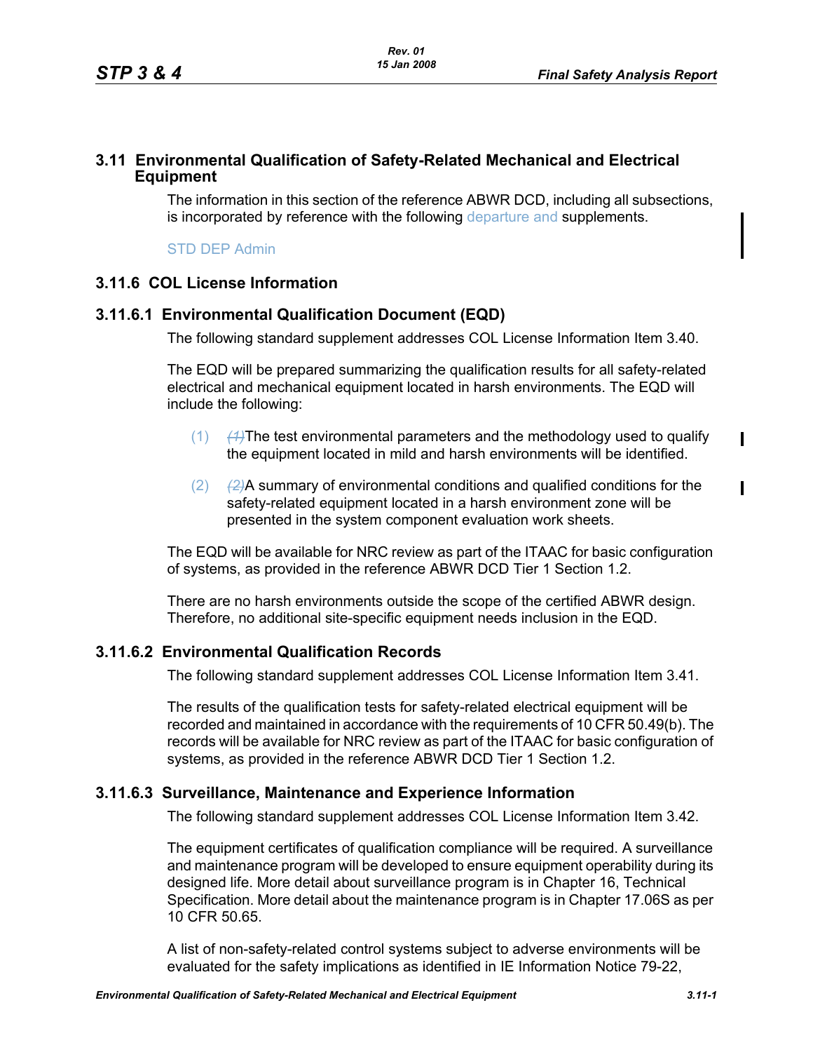## 3.11 Environmental Qualification of Safety-Related Mechanical and Electrical Equipment

The information in this section of the reference ABWR DCD, including all subsections, is incorporated by reference with the following departure and supplements.

STD DEP Admin

### 3.11.6 COL License Information

#### 3.11.6.1 Environmental Qualification Document (EQD)

The following standard supplement addresses COL License Information Item 3.40.

The EQD will be prepared summarizing the qualification results for all safety-related electrical and mechanical equipment located in harsh environments. The EQD will include the following:

(1) ~~(1)~~The test environmental parameters and the methodology used to qualify the equipment located in mild and harsh environments will be identified.

(2) ~~(2)~~A summary of environmental conditions and qualified conditions for the safety-related equipment located in a harsh environment zone will be presented in the system component evaluation work sheets.

The EQD will be available for NRC review as part of the ITAAC for basic configuration of systems, as provided in the reference ABWR DCD Tier 1 Section 1.2.

There are no harsh environments outside the scope of the certified ABWR design. Therefore, no additional site-specific equipment needs inclusion in the EQD.

#### 3.11.6.2 Environmental Qualification Records

The following standard supplement addresses COL License Information Item 3.41.

The results of the qualification tests for safety-related electrical equipment will be recorded and maintained in accordance with the requirements of 10 CFR 50.49(b). The records will be available for NRC review as part of the ITAAC for basic configuration of systems, as provided in the reference ABWR DCD Tier 1 Section 1.2.

#### 3.11.6.3 Surveillance, Maintenance and Experience Information

The following standard supplement addresses COL License Information Item 3.42.

The equipment certificates of qualification compliance will be required. A surveillance and maintenance program will be developed to ensure equipment operability during its designed life. More detail about surveillance program is in Chapter 16, Technical Specification. More detail about the maintenance program is in Chapter 17.06S as per 10 CFR 50.65.

A list of non-safety-related control systems subject to adverse environments will be evaluated for the safety implications as identified in IE Information Notice 79-22,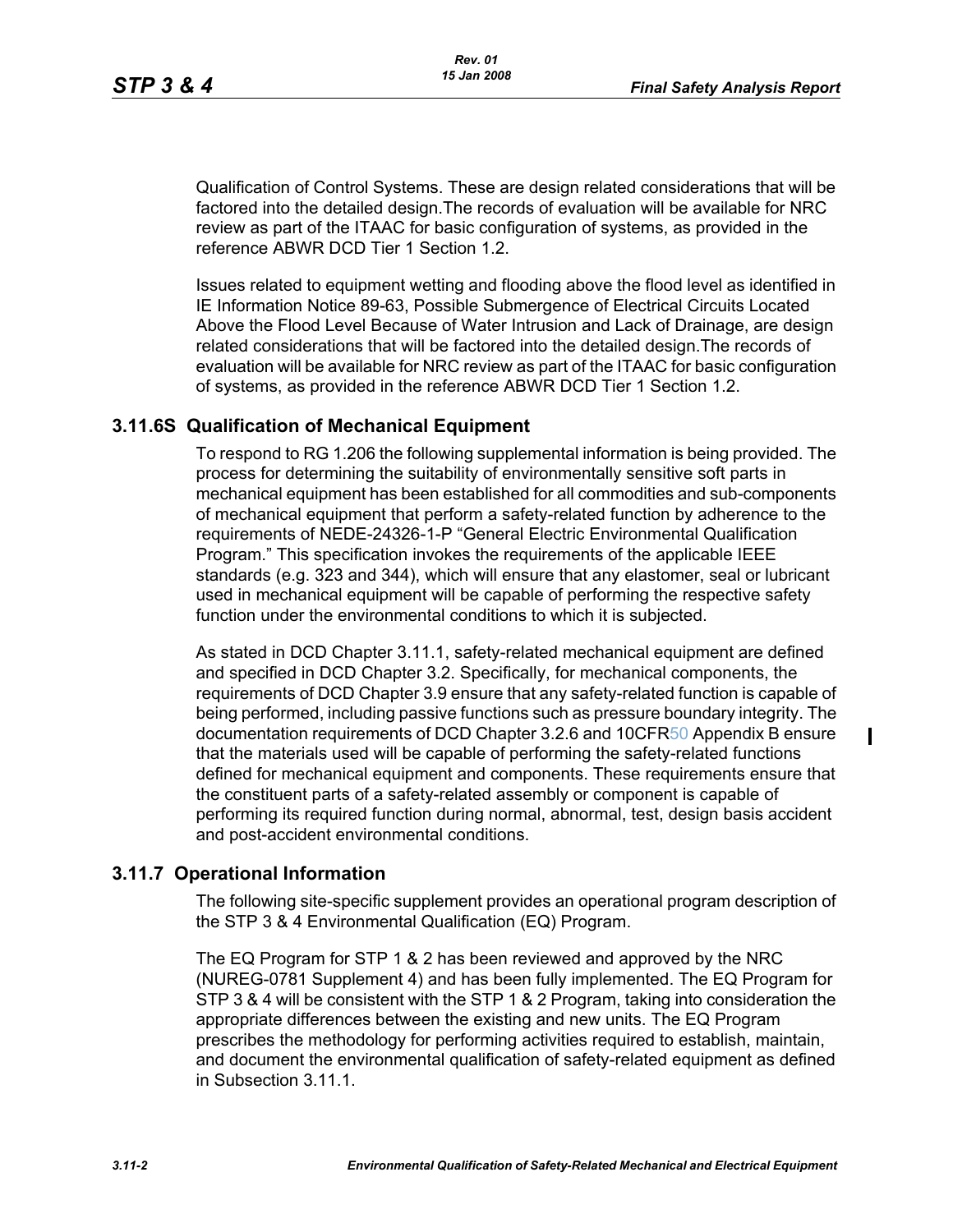Qualification of Control Systems. These are design related considerations that will be factored into the detailed design.The records of evaluation will be available for NRC review as part of the ITAAC for basic configuration of systems, as provided in the reference ABWR DCD Tier 1 Section 1.2.

Issues related to equipment wetting and flooding above the flood level as identified in IE Information Notice 89-63, Possible Submergence of Electrical Circuits Located Above the Flood Level Because of Water Intrusion and Lack of Drainage, are design related considerations that will be factored into the detailed design.The records of evaluation will be available for NRC review as part of the ITAAC for basic configuration of systems, as provided in the reference ABWR DCD Tier 1 Section 1.2.

## 3.11.6S Qualification of Mechanical Equipment

To respond to RG 1.206 the following supplemental information is being provided. The process for determining the suitability of environmentally sensitive soft parts in mechanical equipment has been established for all commodities and sub-components of mechanical equipment that perform a safety-related function by adherence to the requirements of NEDE-24326-1-P "General Electric Environmental Qualification Program." This specification invokes the requirements of the applicable IEEE standards (e.g. 323 and 344), which will ensure that any elastomer, seal or lubricant used in mechanical equipment will be capable of performing the respective safety function under the environmental conditions to which it is subjected.

As stated in DCD Chapter 3.11.1, safety-related mechanical equipment are defined and specified in DCD Chapter 3.2. Specifically, for mechanical components, the requirements of DCD Chapter 3.9 ensure that any safety-related function is capable of being performed, including passive functions such as pressure boundary integrity. The documentation requirements of DCD Chapter 3.2.6 and 10CFR50 Appendix B ensure that the materials used will be capable of performing the safety-related functions defined for mechanical equipment and components. These requirements ensure that the constituent parts of a safety-related assembly or component is capable of performing its required function during normal, abnormal, test, design basis accident and post-accident environmental conditions.

## 3.11.7 Operational Information

The following site-specific supplement provides an operational program description of the STP 3 & 4 Environmental Qualification (EQ) Program.

The EQ Program for STP 1 & 2 has been reviewed and approved by the NRC (NUREG-0781 Supplement 4) and has been fully implemented. The EQ Program for STP 3 & 4 will be consistent with the STP 1 & 2 Program, taking into consideration the appropriate differences between the existing and new units. The EQ Program prescribes the methodology for performing activities required to establish, maintain, and document the environmental qualification of safety-related equipment as defined in Subsection 3.11.1.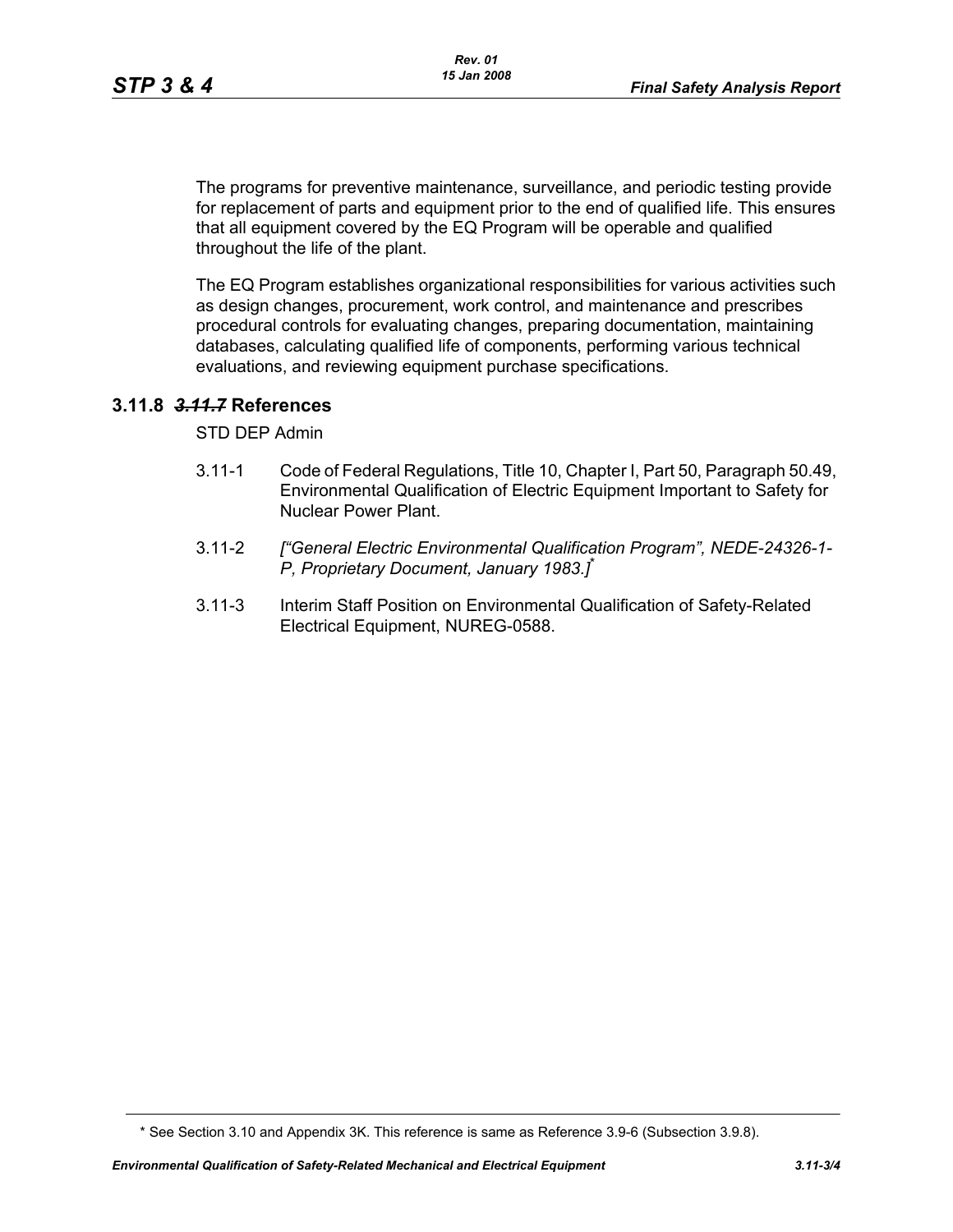The programs for preventive maintenance, surveillance, and periodic testing provide for replacement of parts and equipment prior to the end of qualified life. This ensures that all equipment covered by the EQ Program will be operable and qualified throughout the life of the plant.

The EQ Program establishes organizational responsibilities for various activities such as design changes, procurement, work control, and maintenance and prescribes procedural controls for evaluating changes, preparing documentation, maintaining databases, calculating qualified life of components, performing various technical evaluations, and reviewing equipment purchase specifications.

## 3.11.8 ~~*3.11.7*~~ References

STD DEP Admin

3.11-1 Code of Federal Regulations, Title 10, Chapter I, Part 50, Paragraph 50.49, Environmental Qualification of Electric Equipment Important to Safety for Nuclear Power Plant.

3.11-2 *["General Electric Environmental Qualification Program", NEDE-24326-1-P, Proprietary Document, January 1983.]*[*]

3.11-3 Interim Staff Position on Environmental Qualification of Safety-Related Electrical Equipment, NUREG-0588.

---

* See Section 3.10 and Appendix 3K. This reference is same as Reference 3.9-6 (Subsection 3.9.8).